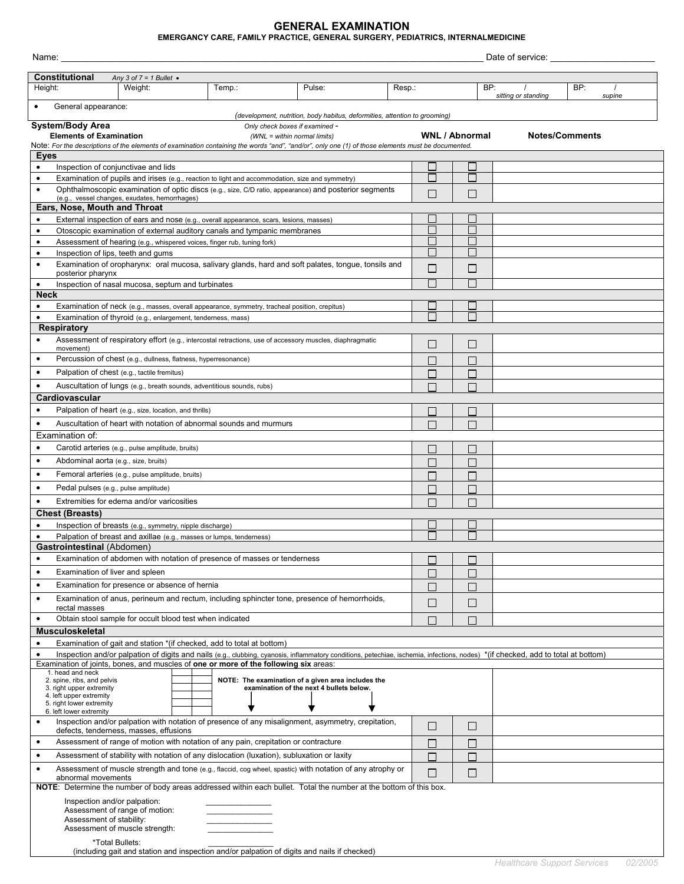# GENERAL EXAMINATION

**EMERGANCY CARE, FAMILY PRACTICE, GENERAL SURGERY, PEDIATRICS, INTERNALMEDICINE**

Name: ______________________________________________________________________________ Date of service: ____________________

| **Constitutional** *Any 3 of 7 = 1 Bullet •* | | | | | | |
|---|---|---|---|---|---|---|
| Height: | Weight: | Temp.: | Pulse: | Resp.: | BP: / *sitting or standing* | BP: / *supine* |
| • General appearance: *(development, nutrition, body habitus, deformities, attention to grooming)* | | | | | | |

**System/Body Area** *Only check boxes if examined -*

**Elements of Examination** *(WNL = within normal limits)* **WNL / Abnormal** **Notes/Comments**

Note: *For the descriptions of the elements of examination containing the words "and", "and/or", only one (1) of those elements must be documented.*

| Elements of Examination | WNL | Abnormal | Notes/Comments |
|---|---|---|---|
| **Eyes** | | | |
| • Inspection of conjunctivae and lids | ☐ | ☐ | |
| • Examination of pupils and irises (e.g., reaction to light and accommodation, size and symmetry) | ☐ | ☐ | |
| • Ophthalmoscopic examination of optic discs (e.g., size, C/D ratio, appearance) and posterior segments (e.g., vessel changes, exudates, hemorrhages) | ☐ | ☐ | |
| **Ears, Nose, Mouth and Throat** | | | |
| • External inspection of ears and nose (e.g., overall appearance, scars, lesions, masses) | ☐ | ☐ | |
| • Otoscopic examination of external auditory canals and tympanic membranes | ☐ | ☐ | |
| • Assessment of hearing (e.g., whispered voices, finger rub, tuning fork) | ☐ | ☐ | |
| • Inspection of lips, teeth and gums | ☐ | ☐ | |
| • Examination of oropharynx: oral mucosa, salivary glands, hard and soft palates, tongue, tonsils and posterior pharynx | ☐ | ☐ | |
| • Inspection of nasal mucosa, septum and turbinates | ☐ | ☐ | |
| **Neck** | | | |
| • Examination of neck (e.g., masses, overall appearance, symmetry, tracheal position, crepitus) | ☐ | ☐ | |
| • Examination of thyroid (e.g., enlargement, tenderness, mass) | ☐ | ☐ | |
| **Respiratory** | | | |
| • Assessment of respiratory effort (e.g., intercostal retractions, use of accessory muscles, diaphragmatic movement) | ☐ | ☐ | |
| • Percussion of chest (e.g., dullness, flatness, hyperresonance) | ☐ | ☐ | |
| • Palpation of chest (e.g., tactile fremitus) | ☐ | ☐ | |
| • Auscultation of lungs (e.g., breath sounds, adventitious sounds, rubs) | ☐ | ☐ | |
| **Cardiovascular** | | | |
| • Palpation of heart (e.g., size, location, and thrills) | ☐ | ☐ | |
| • Auscultation of heart with notation of abnormal sounds and murmurs | ☐ | ☐ | |
| Examination of: | | | |
| • Carotid arteries (e.g., pulse amplitude, bruits) | ☐ | ☐ | |
| • Abdominal aorta (e.g., size, bruits) | ☐ | ☐ | |
| • Femoral arteries (e.g., pulse amplitude, bruits) | ☐ | ☐ | |
| • Pedal pulses (e.g., pulse amplitude) | ☐ | ☐ | |
| • Extremities for edema and/or varicosities | ☐ | ☐ | |
| **Chest (Breasts)** | | | |
| • Inspection of breasts (e.g., symmetry, nipple discharge) | ☐ | ☐ | |
| • Palpation of breast and axillae (e.g., masses or lumps, tenderness) | ☐ | ☐ | |
| **Gastrointestinal** (Abdomen) | | | |
| • Examination of abdomen with notation of presence of masses or tenderness | ☐ | ☐ | |
| • Examination of liver and spleen | ☐ | ☐ | |
| • Examination for presence or absence of hernia | ☐ | ☐ | |
| • Examination of anus, perineum and rectum, including sphincter tone, presence of hemorrhoids, rectal masses | ☐ | ☐ | |
| • Obtain stool sample for occult blood test when indicated | ☐ | ☐ | |
| **Musculoskeletal** | | | |
| • Examination of gait and station *(if checked, add to total at bottom) | | | |
| • Inspection and/or palpation of digits and nails (e.g., clubbing, cyanosis, inflammatory conditions, petechiae, ischemia, infections, nodes) *(if checked, add to total at bottom) | | | |

Examination of joints, bones, and muscles of **one or more of the following six** areas:

1. head and neck
2. spine, ribs, and pelvis
3. right upper extremity
4. left upper extremity
5. right lower extremity
6. left lower extremity

**NOTE: The examination of a given area includes the examination of the next 4 bullets below.**

| Elements of Examination | WNL | Abnormal | Notes/Comments |
|---|---|---|---|
| • Inspection and/or palpation with notation of presence of any misalignment, asymmetry, crepitation, defects, tenderness, masses, effusions | ☐ | ☐ | |
| • Assessment of range of motion with notation of any pain, crepitation or contracture | ☐ | ☐ | |
| • Assessment of stability with notation of any dislocation (luxation), subluxation or laxity | ☐ | ☐ | |
| • Assessment of muscle strength and tone (e.g., flaccid, cog wheel, spastic) with notation of any atrophy or abnormal movements | ☐ | ☐ | |

**NOTE**: Determine the number of body areas addressed within each bullet. Total the number at the bottom of this box.

Inspection and/or palpation: ______________

Assessment of range of motion: ______________

Assessment of stability: ______________

Assessment of muscle strength: ______________

*Total Bullets: ______________
(including gait and station and inspection and/or palpation of digits and nails if checked)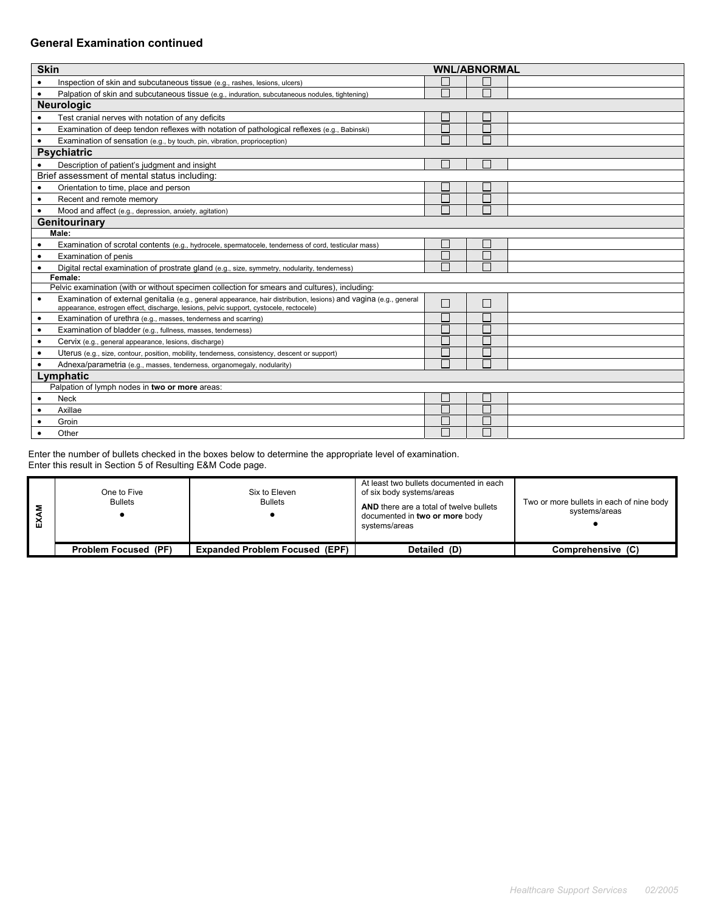## General Examination continued

| Skin | WNL/ABNORMAL | | |
|---|---|---|---|
| • Inspection of skin and subcutaneous tissue (e.g., rashes, lesions, ulcers) | ☐ | ☐ | |
| • Palpation of skin and subcutaneous tissue (e.g., induration, subcutaneous nodules, tightening) | ☐ | ☐ | |
| **Neurologic** | | | |
| • Test cranial nerves with notation of any deficits | ☐ | ☐ | |
| • Examination of deep tendon reflexes with notation of pathological reflexes (e.g., Babinski) | ☐ | ☐ | |
| • Examination of sensation (e.g., by touch, pin, vibration, proprioception) | ☐ | ☐ | |
| **Psychiatric** | | | |
| • Description of patient's judgment and insight | ☐ | ☐ | |
| Brief assessment of mental status including: | | | |
| • Orientation to time, place and person | ☐ | ☐ | |
| • Recent and remote memory | ☐ | ☐ | |
| • Mood and affect (e.g., depression, anxiety, agitation) | ☐ | ☐ | |
| **Genitourinary** | | | |
| **Male:** | | | |
| • Examination of scrotal contents (e.g., hydrocele, spermatocele, tenderness of cord, testicular mass) | ☐ | ☐ | |
| • Examination of penis | ☐ | ☐ | |
| • Digital rectal examination of prostrate gland (e.g., size, symmetry, nodularity, tenderness) | ☐ | ☐ | |
| **Female:** | | | |
| Pelvic examination (with or without specimen collection for smears and cultures), including: | | | |
| • Examination of external genitalia (e.g., general appearance, hair distribution, lesions) and vagina (e.g., general appearance, estrogen effect, discharge, lesions, pelvic support, cystocele, rectocele) | ☐ | ☐ | |
| • Examination of urethra (e.g., masses, tenderness and scarring) | ☐ | ☐ | |
| • Examination of bladder (e.g., fullness, masses, tenderness) | ☐ | ☐ | |
| • Cervix (e.g., general appearance, lesions, discharge) | ☐ | ☐ | |
| • Uterus (e.g., size, contour, position, mobility, tenderness, consistency, descent or support) | ☐ | ☐ | |
| • Adnexa/parametria (e.g., masses, tenderness, organomegaly, nodularity) | ☐ | ☐ | |
| **Lymphatic** | | | |
| Palpation of lymph nodes in **two or more** areas: | | | |
| • Neck | ☐ | ☐ | |
| • Axillae | ☐ | ☐ | |
| • Groin | ☐ | ☐ | |
| • Other | ☐ | ☐ | |

Enter the number of bullets checked in the boxes below to determine the appropriate level of examination.
Enter this result in Section 5 of Resulting E&M Code page.

| EXAM | One to Five Bullets • | Six to Eleven Bullets • | At least two bullets documented in each of six body systems/areas **AND** there are a total of twelve bullets documented in **two or more** body systems/areas | Two or more bullets in each of nine body systems/areas • |
|---|---|---|---|---|
| | **Problem Focused (PF)** | **Expanded Problem Focused (EPF)** | **Detailed (D)** | **Comprehensive (C)** |